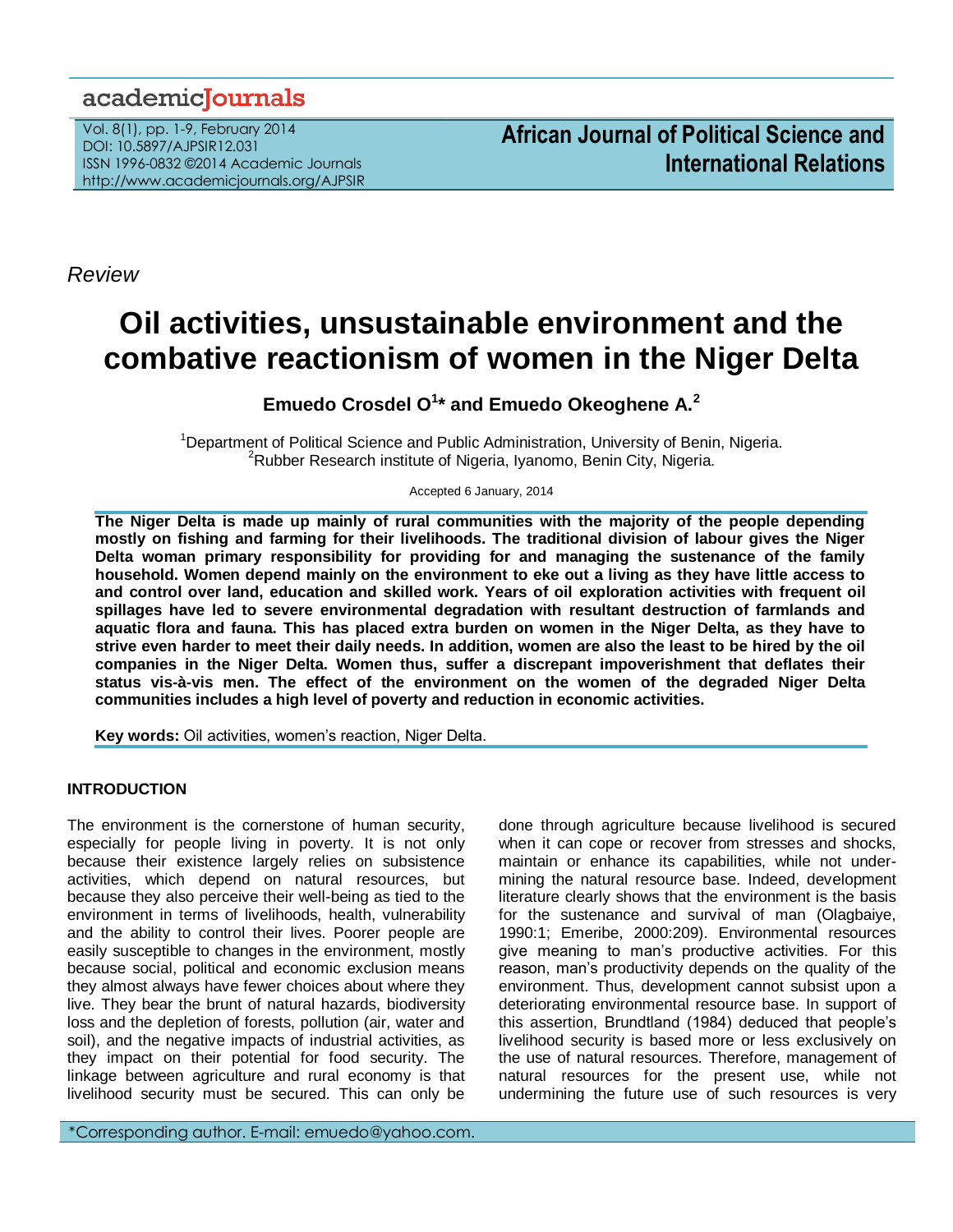*Review*

# Oil activities, unsustainable environment and the combative reactionism of women in the Niger Delta

**Emuedo Crosdel O[1]* and Emuedo Okeoghene A.[2]**

[1]Department of Political Science and Public Administration, University of Benin, Nigeria.
[2]Rubber Research institute of Nigeria, Iyanomo, Benin City, Nigeria.

Accepted 6 January, 2014

**The Niger Delta is made up mainly of rural communities with the majority of the people depending mostly on fishing and farming for their livelihoods. The traditional division of labour gives the Niger Delta woman primary responsibility for providing for and managing the sustenance of the family household. Women depend mainly on the environment to eke out a living as they have little access to and control over land, education and skilled work. Years of oil exploration activities with frequent oil spillages have led to severe environmental degradation with resultant destruction of farmlands and aquatic flora and fauna. This has placed extra burden on women in the Niger Delta, as they have to strive even harder to meet their daily needs. In addition, women are also the least to be hired by the oil companies in the Niger Delta. Women thus, suffer a discrepant impoverishment that deflates their status vis-à-vis men. The effect of the environment on the women of the degraded Niger Delta communities includes a high level of poverty and reduction in economic activities.**

**Key words:** Oil activities, women's reaction, Niger Delta.

## INTRODUCTION

The environment is the cornerstone of human security, especially for people living in poverty. It is not only because their existence largely relies on subsistence activities, which depend on natural resources, but because they also perceive their well-being as tied to the environment in terms of livelihoods, health, vulnerability and the ability to control their lives. Poorer people are easily susceptible to changes in the environment, mostly because social, political and economic exclusion means they almost always have fewer choices about where they live. They bear the brunt of natural hazards, biodiversity loss and the depletion of forests, pollution (air, water and soil), and the negative impacts of industrial activities, as they impact on their potential for food security. The linkage between agriculture and rural economy is that livelihood security must be secured. This can only be done through agriculture because livelihood is secured when it can cope or recover from stresses and shocks, maintain or enhance its capabilities, while not undermining the natural resource base. Indeed, development literature clearly shows that the environment is the basis for the sustenance and survival of man (Olagbaiye, 1990:1; Emeribe, 2000:209). Environmental resources give meaning to man's productive activities. For this reason, man's productivity depends on the quality of the environment. Thus, development cannot subsist upon a deteriorating environmental resource base. In support of this assertion, Brundtland (1984) deduced that people's livelihood security is based more or less exclusively on the use of natural resources. Therefore, management of natural resources for the present use, while not undermining the future use of such resources is very

*Corresponding author. E-mail: emuedo@yahoo.com.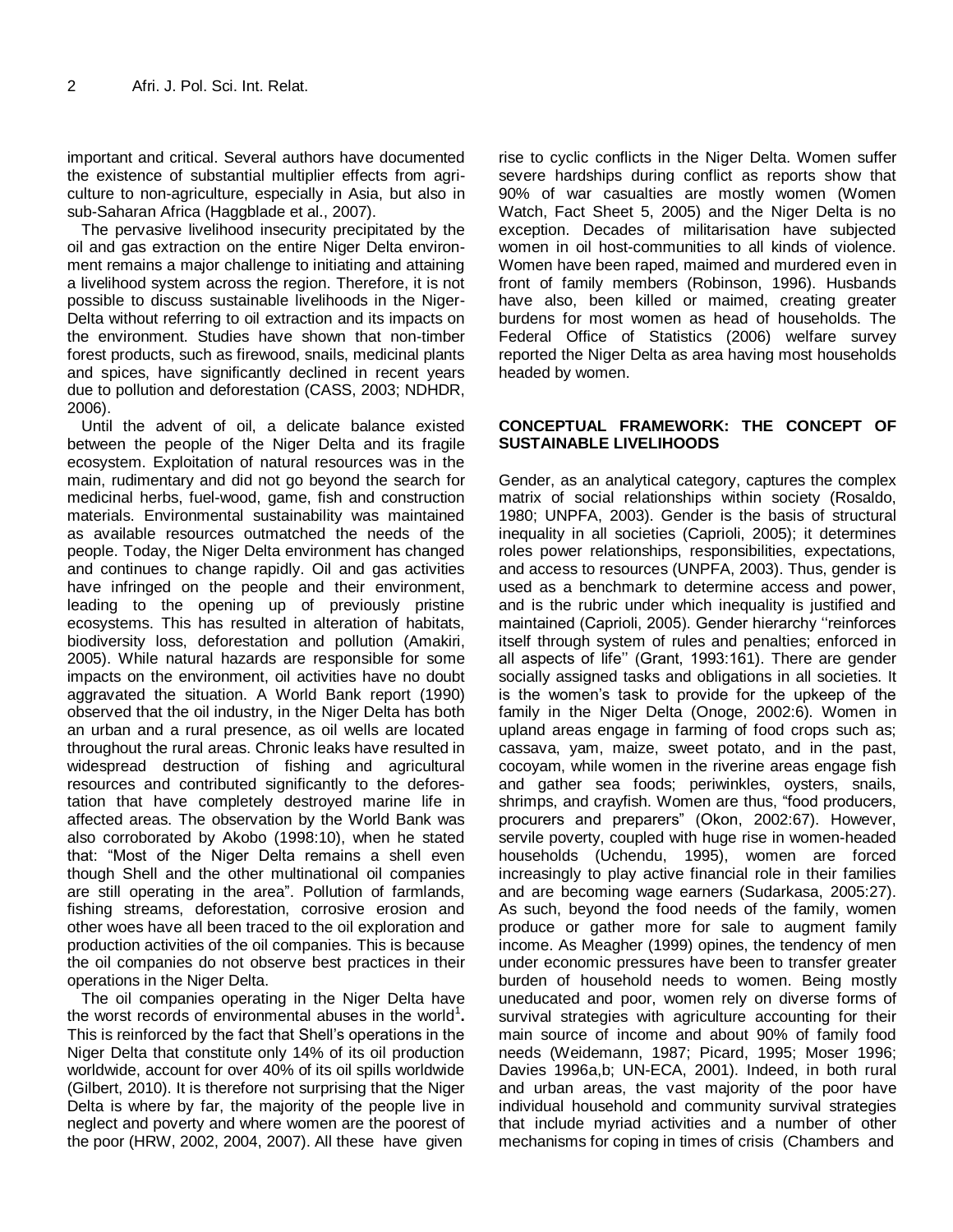important and critical. Several authors have documented the existence of substantial multiplier effects from agriculture to non-agriculture, especially in Asia, but also in sub-Saharan Africa (Haggblade et al., 2007).

The pervasive livelihood insecurity precipitated by the oil and gas extraction on the entire Niger Delta environment remains a major challenge to initiating and attaining a livelihood system across the region. Therefore, it is not possible to discuss sustainable livelihoods in the Niger-Delta without referring to oil extraction and its impacts on the environment. Studies have shown that non-timber forest products, such as firewood, snails, medicinal plants and spices, have significantly declined in recent years due to pollution and deforestation (CASS, 2003; NDHDR, 2006).

Until the advent of oil, a delicate balance existed between the people of the Niger Delta and its fragile ecosystem. Exploitation of natural resources was in the main, rudimentary and did not go beyond the search for medicinal herbs, fuel-wood, game, fish and construction materials. Environmental sustainability was maintained as available resources outmatched the needs of the people. Today, the Niger Delta environment has changed and continues to change rapidly. Oil and gas activities have infringed on the people and their environment, leading to the opening up of previously pristine ecosystems. This has resulted in alteration of habitats, biodiversity loss, deforestation and pollution (Amakiri, 2005). While natural hazards are responsible for some impacts on the environment, oil activities have no doubt aggravated the situation. A World Bank report (1990) observed that the oil industry, in the Niger Delta has both an urban and a rural presence, as oil wells are located throughout the rural areas. Chronic leaks have resulted in widespread destruction of fishing and agricultural resources and contributed significantly to the deforestation that have completely destroyed marine life in affected areas. The observation by the World Bank was also corroborated by Akobo (1998:10), when he stated that: "Most of the Niger Delta remains a shell even though Shell and the other multinational oil companies are still operating in the area". Pollution of farmlands, fishing streams, deforestation, corrosive erosion and other woes have all been traced to the oil exploration and production activities of the oil companies. This is because the oil companies do not observe best practices in their operations in the Niger Delta.

The oil companies operating in the Niger Delta have the worst records of environmental abuses in the world[1]. This is reinforced by the fact that Shell's operations in the Niger Delta that constitute only 14% of its oil production worldwide, account for over 40% of its oil spills worldwide (Gilbert, 2010). It is therefore not surprising that the Niger Delta is where by far, the majority of the people live in neglect and poverty and where women are the poorest of the poor (HRW, 2002, 2004, 2007). All these have given rise to cyclic conflicts in the Niger Delta. Women suffer severe hardships during conflict as reports show that 90% of war casualties are mostly women (Women Watch, Fact Sheet 5, 2005) and the Niger Delta is no exception. Decades of militarisation have subjected women in oil host-communities to all kinds of violence. Women have been raped, maimed and murdered even in front of family members (Robinson, 1996). Husbands have also, been killed or maimed, creating greater burdens for most women as head of households. The Federal Office of Statistics (2006) welfare survey reported the Niger Delta as area having most households headed by women.

## CONCEPTUAL FRAMEWORK: THE CONCEPT OF SUSTAINABLE LIVELIHOODS

Gender, as an analytical category, captures the complex matrix of social relationships within society (Rosaldo, 1980; UNPFA, 2003). Gender is the basis of structural inequality in all societies (Caprioli, 2005); it determines roles power relationships, responsibilities, expectations, and access to resources (UNPFA, 2003). Thus, gender is used as a benchmark to determine access and power, and is the rubric under which inequality is justified and maintained (Caprioli, 2005). Gender hierarchy ''reinforces itself through system of rules and penalties; enforced in all aspects of life'' (Grant, 1993:161). There are gender socially assigned tasks and obligations in all societies. It is the women's task to provide for the upkeep of the family in the Niger Delta (Onoge, 2002:6). Women in upland areas engage in farming of food crops such as; cassava, yam, maize, sweet potato, and in the past, cocoyam, while women in the riverine areas engage fish and gather sea foods; periwinkles, oysters, snails, shrimps, and crayfish. Women are thus, "food producers, procurers and preparers" (Okon, 2002:67). However, servile poverty, coupled with huge rise in women-headed households (Uchendu, 1995), women are forced increasingly to play active financial role in their families and are becoming wage earners (Sudarkasa, 2005:27). As such, beyond the food needs of the family, women produce or gather more for sale to augment family income. As Meagher (1999) opines, the tendency of men under economic pressures have been to transfer greater burden of household needs to women. Being mostly uneducated and poor, women rely on diverse forms of survival strategies with agriculture accounting for their main source of income and about 90% of family food needs (Weidemann, 1987; Picard, 1995; Moser 1996; Davies 1996a,b; UN-ECA, 2001). Indeed, in both rural and urban areas, the vast majority of the poor have individual household and community survival strategies that include myriad activities and a number of other mechanisms for coping in times of crisis (Chambers and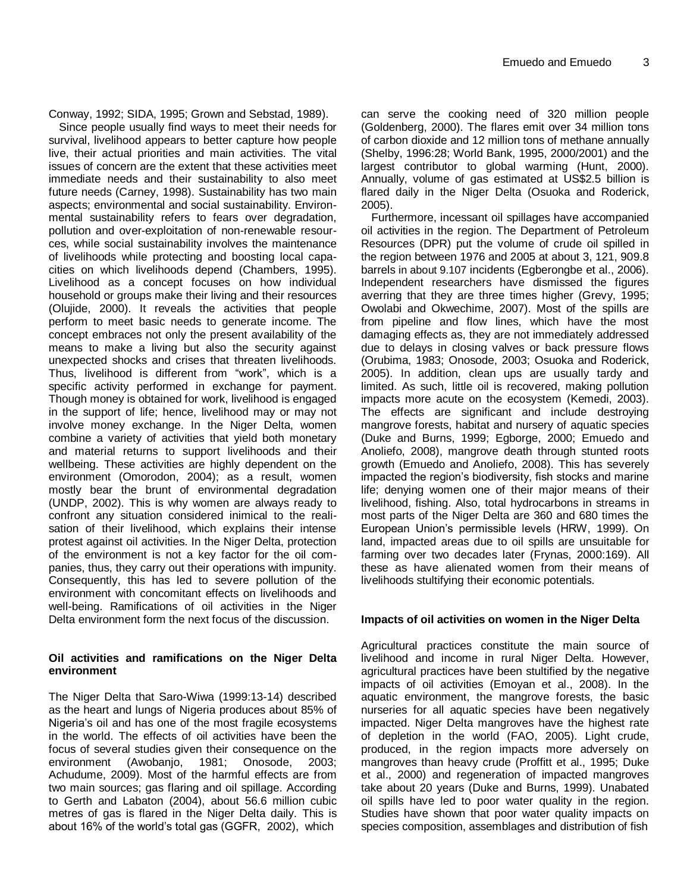Conway, 1992; SIDA, 1995; Grown and Sebstad, 1989).

Since people usually find ways to meet their needs for survival, livelihood appears to better capture how people live, their actual priorities and main activities. The vital issues of concern are the extent that these activities meet immediate needs and their sustainability to also meet future needs (Carney, 1998). Sustainability has two main aspects; environmental and social sustainability. Environmental sustainability refers to fears over degradation, pollution and over-exploitation of non-renewable resources, while social sustainability involves the maintenance of livelihoods while protecting and boosting local capacities on which livelihoods depend (Chambers, 1995). Livelihood as a concept focuses on how individual household or groups make their living and their resources (Olujide, 2000). It reveals the activities that people perform to meet basic needs to generate income. The concept embraces not only the present availability of the means to make a living but also the security against unexpected shocks and crises that threaten livelihoods. Thus, livelihood is different from "work", which is a specific activity performed in exchange for payment. Though money is obtained for work, livelihood is engaged in the support of life; hence, livelihood may or may not involve money exchange. In the Niger Delta, women combine a variety of activities that yield both monetary and material returns to support livelihoods and their wellbeing. These activities are highly dependent on the environment (Omorodon, 2004); as a result, women mostly bear the brunt of environmental degradation (UNDP, 2002). This is why women are always ready to confront any situation considered inimical to the realisation of their livelihood, which explains their intense protest against oil activities. In the Niger Delta, protection of the environment is not a key factor for the oil companies, thus, they carry out their operations with impunity. Consequently, this has led to severe pollution of the environment with concomitant effects on livelihoods and well-being. Ramifications of oil activities in the Niger Delta environment form the next focus of the discussion.

### Oil activities and ramifications on the Niger Delta environment

The Niger Delta that Saro-Wiwa (1999:13-14) described as the heart and lungs of Nigeria produces about 85% of Nigeria's oil and has one of the most fragile ecosystems in the world. The effects of oil activities have been the focus of several studies given their consequence on the environment (Awobanjo, 1981; Onosode, 2003; Achudume, 2009). Most of the harmful effects are from two main sources; gas flaring and oil spillage. According to Gerth and Labaton (2004), about 56.6 million cubic metres of gas is flared in the Niger Delta daily. This is about 16% of the world's total gas (GGFR, 2002), which can serve the cooking need of 320 million people (Goldenberg, 2000). The flares emit over 34 million tons of carbon dioxide and 12 million tons of methane annually (Shelby, 1996:28; World Bank, 1995, 2000/2001) and the largest contributor to global warming (Hunt, 2000). Annually, volume of gas estimated at US$2.5 billion is flared daily in the Niger Delta (Osuoka and Roderick, 2005).

Furthermore, incessant oil spillages have accompanied oil activities in the region. The Department of Petroleum Resources (DPR) put the volume of crude oil spilled in the region between 1976 and 2005 at about 3, 121, 909.8 barrels in about 9.107 incidents (Egberongbe et al., 2006). Independent researchers have dismissed the figures averring that they are three times higher (Grevy, 1995; Owolabi and Okwechime, 2007). Most of the spills are from pipeline and flow lines, which have the most damaging effects as, they are not immediately addressed due to delays in closing valves or back pressure flows (Orubima, 1983; Onosode, 2003; Osuoka and Roderick, 2005). In addition, clean ups are usually tardy and limited. As such, little oil is recovered, making pollution impacts more acute on the ecosystem (Kemedi, 2003). The effects are significant and include destroying mangrove forests, habitat and nursery of aquatic species (Duke and Burns, 1999; Egborge, 2000; Emuedo and Anoliefo, 2008), mangrove death through stunted roots growth (Emuedo and Anoliefo, 2008). This has severely impacted the region's biodiversity, fish stocks and marine life; denying women one of their major means of their livelihood, fishing. Also, total hydrocarbons in streams in most parts of the Niger Delta are 360 and 680 times the European Union's permissible levels (HRW, 1999). On land, impacted areas due to oil spills are unsuitable for farming over two decades later (Frynas, 2000:169). All these as have alienated women from their means of livelihoods stultifying their economic potentials.

### Impacts of oil activities on women in the Niger Delta

Agricultural practices constitute the main source of livelihood and income in rural Niger Delta. However, agricultural practices have been stultified by the negative impacts of oil activities (Emoyan et al., 2008). In the aquatic environment, the mangrove forests, the basic nurseries for all aquatic species have been negatively impacted. Niger Delta mangroves have the highest rate of depletion in the world (FAO, 2005). Light crude, produced, in the region impacts more adversely on mangroves than heavy crude (Proffitt et al., 1995; Duke et al., 2000) and regeneration of impacted mangroves take about 20 years (Duke and Burns, 1999). Unabated oil spills have led to poor water quality in the region. Studies have shown that poor water quality impacts on species composition, assemblages and distribution of fish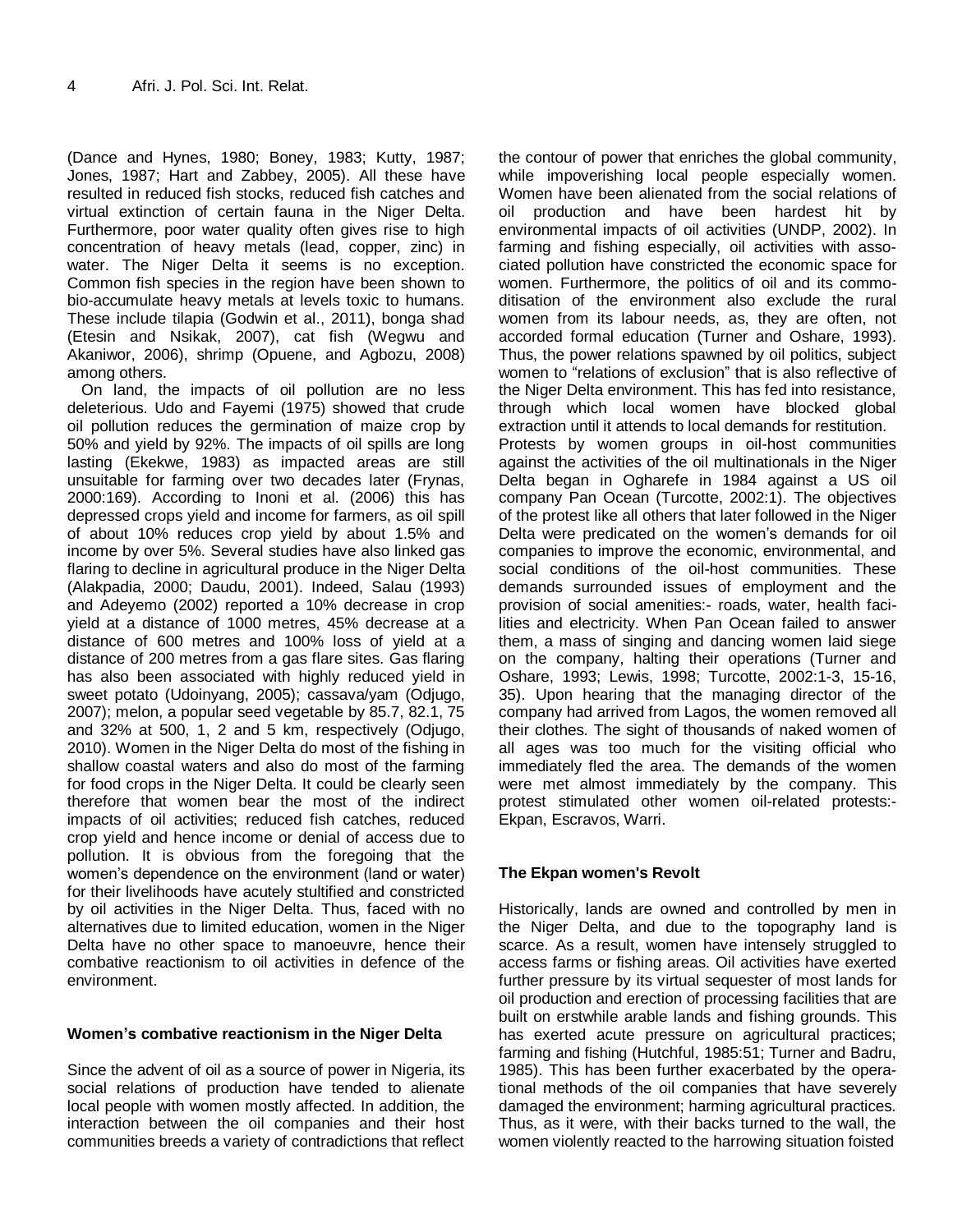(Dance and Hynes, 1980; Boney, 1983; Kutty, 1987; Jones, 1987; Hart and Zabbey, 2005). All these have resulted in reduced fish stocks, reduced fish catches and virtual extinction of certain fauna in the Niger Delta. Furthermore, poor water quality often gives rise to high concentration of heavy metals (lead, copper, zinc) in water. The Niger Delta it seems is no exception. Common fish species in the region have been shown to bio-accumulate heavy metals at levels toxic to humans. These include tilapia (Godwin et al., 2011), bonga shad (Etesin and Nsikak, 2007), cat fish (Wegwu and Akaniwor, 2006), shrimp (Opuene, and Agbozu, 2008) among others.

On land, the impacts of oil pollution are no less deleterious. Udo and Fayemi (1975) showed that crude oil pollution reduces the germination of maize crop by 50% and yield by 92%. The impacts of oil spills are long lasting (Ekekwe, 1983) as impacted areas are still unsuitable for farming over two decades later (Frynas, 2000:169). According to Inoni et al. (2006) this has depressed crops yield and income for farmers, as oil spill of about 10% reduces crop yield by about 1.5% and income by over 5%. Several studies have also linked gas flaring to decline in agricultural produce in the Niger Delta (Alakpadia, 2000; Daudu, 2001). Indeed, Salau (1993) and Adeyemo (2002) reported a 10% decrease in crop yield at a distance of 1000 metres, 45% decrease at a distance of 600 metres and 100% loss of yield at a distance of 200 metres from a gas flare sites. Gas flaring has also been associated with highly reduced yield in sweet potato (Udoinyang, 2005); cassava/yam (Odjugo, 2007); melon, a popular seed vegetable by 85.7, 82.1, 75 and 32% at 500, 1, 2 and 5 km, respectively (Odjugo, 2010). Women in the Niger Delta do most of the fishing in shallow coastal waters and also do most of the farming for food crops in the Niger Delta. It could be clearly seen therefore that women bear the most of the indirect impacts of oil activities; reduced fish catches, reduced crop yield and hence income or denial of access due to pollution. It is obvious from the foregoing that the women's dependence on the environment (land or water) for their livelihoods have acutely stultified and constricted by oil activities in the Niger Delta. Thus, faced with no alternatives due to limited education, women in the Niger Delta have no other space to manoeuvre, hence their combative reactionism to oil activities in defence of the environment.

## Women's combative reactionism in the Niger Delta

Since the advent of oil as a source of power in Nigeria, its social relations of production have tended to alienate local people with women mostly affected. In addition, the interaction between the oil companies and their host communities breeds a variety of contradictions that reflect the contour of power that enriches the global community, while impoverishing local people especially women. Women have been alienated from the social relations of oil production and have been hardest hit by environmental impacts of oil activities (UNDP, 2002). In farming and fishing especially, oil activities with associated pollution have constricted the economic space for women. Furthermore, the politics of oil and its commoditisation of the environment also exclude the rural women from its labour needs, as, they are often, not accorded formal education (Turner and Oshare, 1993). Thus, the power relations spawned by oil politics, subject women to "relations of exclusion" that is also reflective of the Niger Delta environment. This has fed into resistance, through which local women have blocked global extraction until it attends to local demands for restitution.

Protests by women groups in oil-host communities against the activities of the oil multinationals in the Niger Delta began in Ogharefe in 1984 against a US oil company Pan Ocean (Turcotte, 2002:1). The objectives of the protest like all others that later followed in the Niger Delta were predicated on the women's demands for oil companies to improve the economic, environmental, and social conditions of the oil-host communities. These demands surrounded issues of employment and the provision of social amenities:- roads, water, health facilities and electricity. When Pan Ocean failed to answer them, a mass of singing and dancing women laid siege on the company, halting their operations (Turner and Oshare, 1993; Lewis, 1998; Turcotte, 2002:1-3, 15-16, 35). Upon hearing that the managing director of the company had arrived from Lagos, the women removed all their clothes. The sight of thousands of naked women of all ages was too much for the visiting official who immediately fled the area. The demands of the women were met almost immediately by the company. This protest stimulated other women oil-related protests:- Ekpan, Escravos, Warri.

## The Ekpan women's Revolt

Historically, lands are owned and controlled by men in the Niger Delta, and due to the topography land is scarce. As a result, women have intensely struggled to access farms or fishing areas. Oil activities have exerted further pressure by its virtual sequester of most lands for oil production and erection of processing facilities that are built on erstwhile arable lands and fishing grounds. This has exerted acute pressure on agricultural practices; farming and fishing (Hutchful, 1985:51; Turner and Badru, 1985). This has been further exacerbated by the operational methods of the oil companies that have severely damaged the environment; harming agricultural practices. Thus, as it were, with their backs turned to the wall, the women violently reacted to the harrowing situation foisted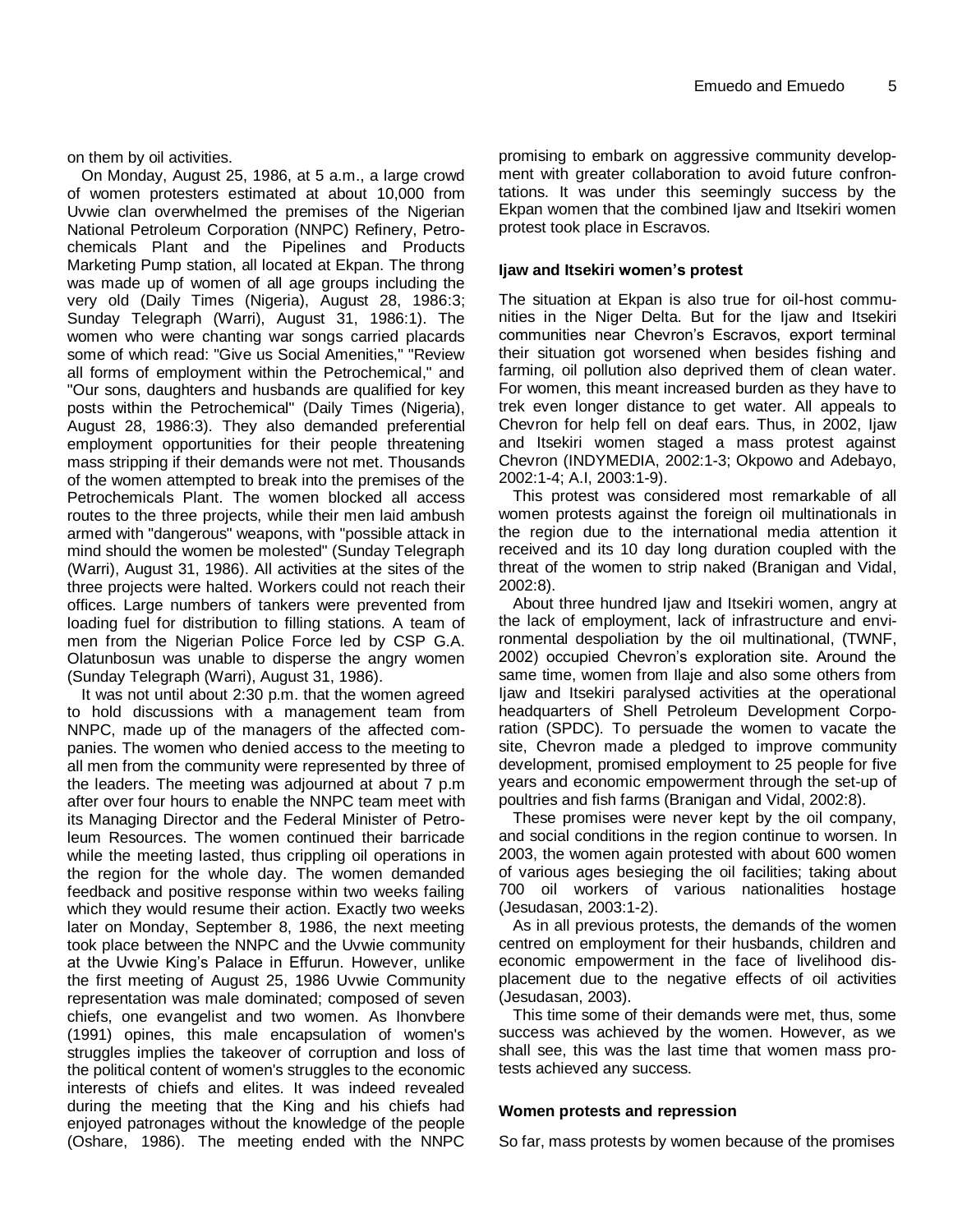on them by oil activities.

On Monday, August 25, 1986, at 5 a.m., a large crowd of women protesters estimated at about 10,000 from Uvwie clan overwhelmed the premises of the Nigerian National Petroleum Corporation (NNPC) Refinery, Petrochemicals Plant and the Pipelines and Products Marketing Pump station, all located at Ekpan. The throng was made up of women of all age groups including the very old (Daily Times (Nigeria), August 28, 1986:3; Sunday Telegraph (Warri), August 31, 1986:1). The women who were chanting war songs carried placards some of which read: "Give us Social Amenities," "Review all forms of employment within the Petrochemical," and "Our sons, daughters and husbands are qualified for key posts within the Petrochemical" (Daily Times (Nigeria), August 28, 1986:3). They also demanded preferential employment opportunities for their people threatening mass stripping if their demands were not met. Thousands of the women attempted to break into the premises of the Petrochemicals Plant. The women blocked all access routes to the three projects, while their men laid ambush armed with "dangerous" weapons, with "possible attack in mind should the women be molested" (Sunday Telegraph (Warri), August 31, 1986). All activities at the sites of the three projects were halted. Workers could not reach their offices. Large numbers of tankers were prevented from loading fuel for distribution to filling stations. A team of men from the Nigerian Police Force led by CSP G.A. Olatunbosun was unable to disperse the angry women (Sunday Telegraph (Warri), August 31, 1986).

It was not until about 2:30 p.m. that the women agreed to hold discussions with a management team from NNPC, made up of the managers of the affected companies. The women who denied access to the meeting to all men from the community were represented by three of the leaders. The meeting was adjourned at about 7 p.m after over four hours to enable the NNPC team meet with its Managing Director and the Federal Minister of Petroleum Resources. The women continued their barricade while the meeting lasted, thus crippling oil operations in the region for the whole day. The women demanded feedback and positive response within two weeks failing which they would resume their action. Exactly two weeks later on Monday, September 8, 1986, the next meeting took place between the NNPC and the Uvwie community at the Uvwie King's Palace in Effurun. However, unlike the first meeting of August 25, 1986 Uvwie Community representation was male dominated; composed of seven chiefs, one evangelist and two women. As Ihonvbere (1991) opines, this male encapsulation of women's struggles implies the takeover of corruption and loss of the political content of women's struggles to the economic interests of chiefs and elites. It was indeed revealed during the meeting that the King and his chiefs had enjoyed patronages without the knowledge of the people (Oshare, 1986). The meeting ended with the NNPC promising to embark on aggressive community development with greater collaboration to avoid future confrontations. It was under this seemingly success by the Ekpan women that the combined Ijaw and Itsekiri women protest took place in Escravos.

### Ijaw and Itsekiri women's protest

The situation at Ekpan is also true for oil-host communities in the Niger Delta. But for the Ijaw and Itsekiri communities near Chevron's Escravos, export terminal their situation got worsened when besides fishing and farming, oil pollution also deprived them of clean water. For women, this meant increased burden as they have to trek even longer distance to get water. All appeals to Chevron for help fell on deaf ears. Thus, in 2002, Ijaw and Itsekiri women staged a mass protest against Chevron (INDYMEDIA, 2002:1-3; Okpowo and Adebayo, 2002:1-4; A.I, 2003:1-9).

This protest was considered most remarkable of all women protests against the foreign oil multinationals in the region due to the international media attention it received and its 10 day long duration coupled with the threat of the women to strip naked (Branigan and Vidal, 2002:8).

About three hundred Ijaw and Itsekiri women, angry at the lack of employment, lack of infrastructure and environmental despoliation by the oil multinational, (TWNF, 2002) occupied Chevron's exploration site. Around the same time, women from Ilaje and also some others from Ijaw and Itsekiri paralysed activities at the operational headquarters of Shell Petroleum Development Corporation (SPDC). To persuade the women to vacate the site, Chevron made a pledged to improve community development, promised employment to 25 people for five years and economic empowerment through the set-up of poultries and fish farms (Branigan and Vidal, 2002:8).

These promises were never kept by the oil company, and social conditions in the region continue to worsen. In 2003, the women again protested with about 600 women of various ages besieging the oil facilities; taking about 700 oil workers of various nationalities hostage (Jesudasan, 2003:1-2).

As in all previous protests, the demands of the women centred on employment for their husbands, children and economic empowerment in the face of livelihood displacement due to the negative effects of oil activities (Jesudasan, 2003).

This time some of their demands were met, thus, some success was achieved by the women. However, as we shall see, this was the last time that women mass protests achieved any success.

### Women protests and repression

So far, mass protests by women because of the promises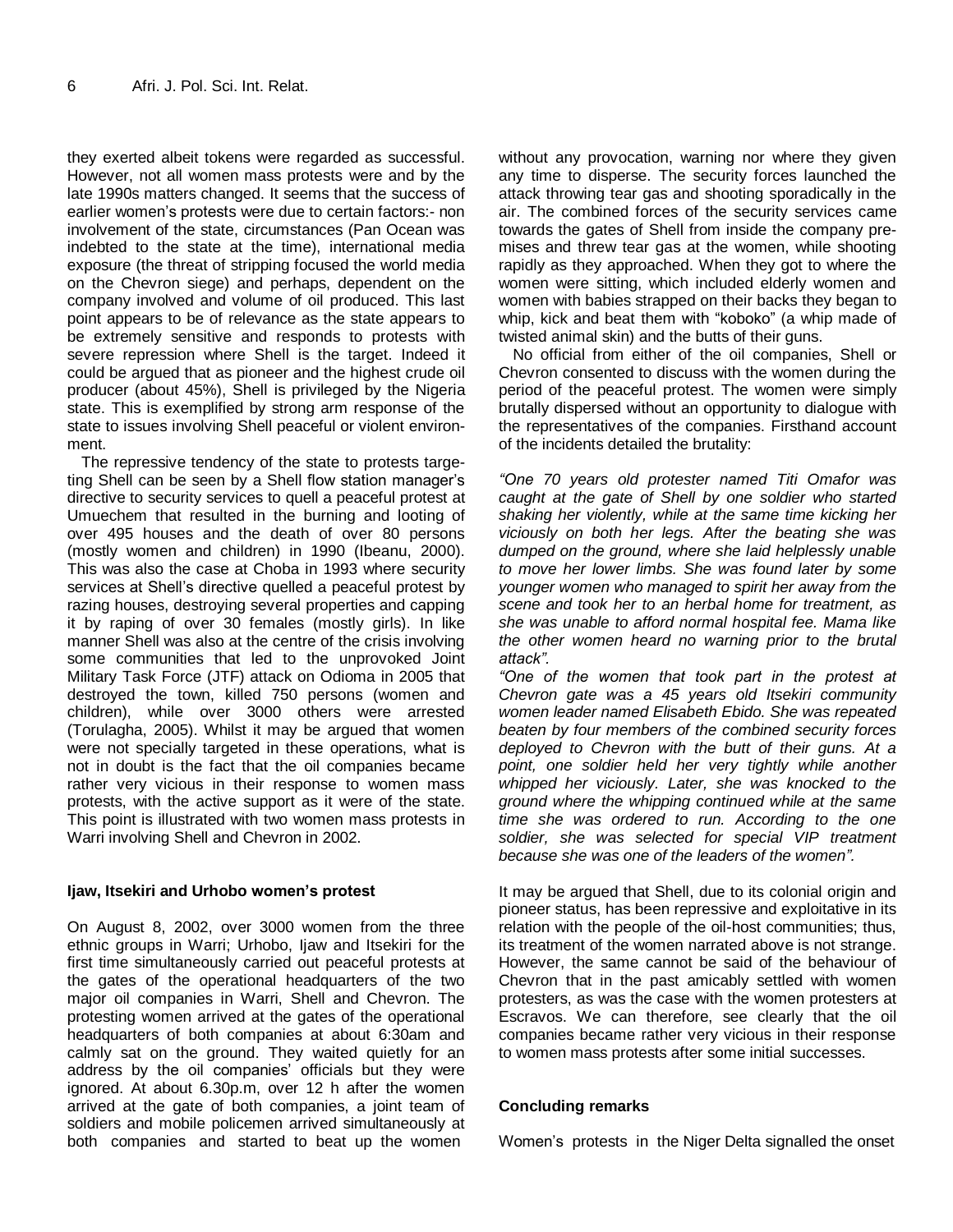they exerted albeit tokens were regarded as successful. However, not all women mass protests were and by the late 1990s matters changed. It seems that the success of earlier women's protests were due to certain factors:- non involvement of the state, circumstances (Pan Ocean was indebted to the state at the time), international media exposure (the threat of stripping focused the world media on the Chevron siege) and perhaps, dependent on the company involved and volume of oil produced. This last point appears to be of relevance as the state appears to be extremely sensitive and responds to protests with severe repression where Shell is the target. Indeed it could be argued that as pioneer and the highest crude oil producer (about 45%), Shell is privileged by the Nigeria state. This is exemplified by strong arm response of the state to issues involving Shell peaceful or violent environment.

The repressive tendency of the state to protests targeting Shell can be seen by a Shell flow station manager's directive to security services to quell a peaceful protest at Umuechem that resulted in the burning and looting of over 495 houses and the death of over 80 persons (mostly women and children) in 1990 (Ibeanu, 2000). This was also the case at Choba in 1993 where security services at Shell's directive quelled a peaceful protest by razing houses, destroying several properties and capping it by raping of over 30 females (mostly girls). In like manner Shell was also at the centre of the crisis involving some communities that led to the unprovoked Joint Military Task Force (JTF) attack on Odioma in 2005 that destroyed the town, killed 750 persons (women and children), while over 3000 others were arrested (Torulagha, 2005). Whilst it may be argued that women were not specially targeted in these operations, what is not in doubt is the fact that the oil companies became rather very vicious in their response to women mass protests, with the active support as it were of the state. This point is illustrated with two women mass protests in Warri involving Shell and Chevron in 2002.

### Ijaw, Itsekiri and Urhobo women's protest

On August 8, 2002, over 3000 women from the three ethnic groups in Warri; Urhobo, Ijaw and Itsekiri for the first time simultaneously carried out peaceful protests at the gates of the operational headquarters of the two major oil companies in Warri, Shell and Chevron. The protesting women arrived at the gates of the operational headquarters of both companies at about 6:30am and calmly sat on the ground. They waited quietly for an address by the oil companies' officials but they were ignored. At about 6.30p.m, over 12 h after the women arrived at the gate of both companies, a joint team of soldiers and mobile policemen arrived simultaneously at both companies and started to beat up the women without any provocation, warning nor where they given any time to disperse. The security forces launched the attack throwing tear gas and shooting sporadically in the air. The combined forces of the security services came towards the gates of Shell from inside the company premises and threw tear gas at the women, while shooting rapidly as they approached. When they got to where the women were sitting, which included elderly women and women with babies strapped on their backs they began to whip, kick and beat them with "koboko" (a whip made of twisted animal skin) and the butts of their guns.

No official from either of the oil companies, Shell or Chevron consented to discuss with the women during the period of the peaceful protest. The women were simply brutally dispersed without an opportunity to dialogue with the representatives of the companies. Firsthand account of the incidents detailed the brutality:

*"One 70 years old protester named Titi Omafor was caught at the gate of Shell by one soldier who started shaking her violently, while at the same time kicking her viciously on both her legs. After the beating she was dumped on the ground, where she laid helplessly unable to move her lower limbs. She was found later by some younger women who managed to spirit her away from the scene and took her to an herbal home for treatment, as she was unable to afford normal hospital fee. Mama like the other women heard no warning prior to the brutal attack".*

*"One of the women that took part in the protest at Chevron gate was a 45 years old Itsekiri community women leader named Elisabeth Ebido. She was repeated beaten by four members of the combined security forces deployed to Chevron with the butt of their guns. At a point, one soldier held her very tightly while another whipped her viciously. Later, she was knocked to the ground where the whipping continued while at the same time she was ordered to run. According to the one soldier, she was selected for special VIP treatment because she was one of the leaders of the women".*

It may be argued that Shell, due to its colonial origin and pioneer status, has been repressive and exploitative in its relation with the people of the oil-host communities; thus, its treatment of the women narrated above is not strange. However, the same cannot be said of the behaviour of Chevron that in the past amicably settled with women protesters, as was the case with the women protesters at Escravos. We can therefore, see clearly that the oil companies became rather very vicious in their response to women mass protests after some initial successes.

### Concluding remarks

Women's protests in the Niger Delta signalled the onset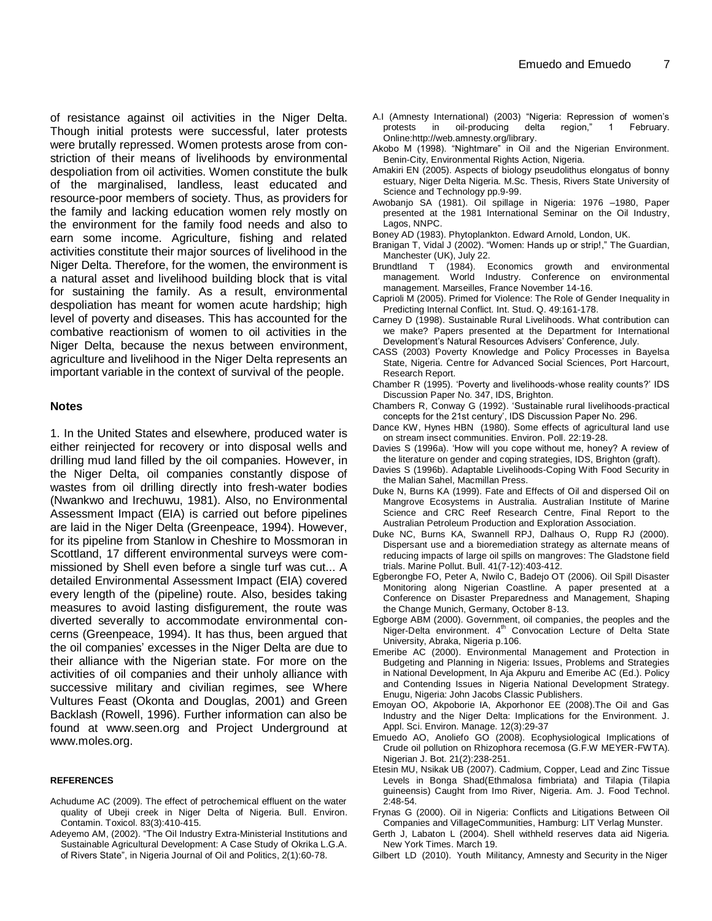of resistance against oil activities in the Niger Delta. Though initial protests were successful, later protests were brutally repressed. Women protests arose from constriction of their means of livelihoods by environmental despoliation from oil activities. Women constitute the bulk of the marginalised, landless, least educated and resource-poor members of society. Thus, as providers for the family and lacking education women rely mostly on the environment for the family food needs and also to earn some income. Agriculture, fishing and related activities constitute their major sources of livelihood in the Niger Delta. Therefore, for the women, the environment is a natural asset and livelihood building block that is vital for sustaining the family. As a result, environmental despoliation has meant for women acute hardship; high level of poverty and diseases. This has accounted for the combative reactionism of women to oil activities in the Niger Delta, because the nexus between environment, agriculture and livelihood in the Niger Delta represents an important variable in the context of survival of the people.

## Notes

1. In the United States and elsewhere, produced water is either reinjected for recovery or into disposal wells and drilling mud land filled by the oil companies. However, in the Niger Delta, oil companies constantly dispose of wastes from oil drilling directly into fresh-water bodies (Nwankwo and Irechuwu, 1981). Also, no Environmental Assessment Impact (EIA) is carried out before pipelines are laid in the Niger Delta (Greenpeace, 1994). However, for its pipeline from Stanlow in Cheshire to Mossmoran in Scotland, 17 different environmental surveys were commissioned by Shell even before a single turf was cut... A detailed Environmental Assessment Impact (EIA) covered every length of the (pipeline) route. Also, besides taking measures to avoid lasting disfigurement, the route was diverted severally to accommodate environmental concerns (Greenpeace, 1994). It has thus, been argued that the oil companies' excesses in the Niger Delta are due to their alliance with the Nigerian state. For more on the activities of oil companies and their unholy alliance with successive military and civilian regimes, see Where Vultures Feast (Okonta and Douglas, 2001) and Green Backlash (Rowell, 1996). Further information can also be found at www.seen.org and Project Underground at www.moles.org.

## REFERENCES

Achudume AC (2009). The effect of petrochemical effluent on the water quality of Ubeji creek in Niger Delta of Nigeria. Bull. Environ. Contamin. Toxicol. 83(3):410-415.

Adeyemo AM, (2002). "The Oil Industry Extra-Ministerial Institutions and Sustainable Agricultural Development: A Case Study of Okrika L.G.A. of Rivers State", in Nigeria Journal of Oil and Politics, 2(1):60-78.

A.I (Amnesty International) (2003) "Nigeria: Repression of women's protests in oil-producing delta region," 1 February. Online:http://web.amnesty.org/library.

Akobo M (1998). "Nightmare" in Oil and the Nigerian Environment. Benin-City, Environmental Rights Action, Nigeria.

Amakiri EN (2005). Aspects of biology pseudolithus elongatus of bonny estuary, Niger Delta Nigeria. M.Sc. Thesis, Rivers State University of Science and Technology pp.9-99.

Awobanjo SA (1981). Oil spillage in Nigeria: 1976 –1980, Paper presented at the 1981 International Seminar on the Oil Industry, Lagos, NNPC.

Boney AD (1983). Phytoplankton. Edward Arnold, London, UK.

Branigan T, Vidal J (2002). "Women: Hands up or strip!," The Guardian, Manchester (UK), July 22.

Brundtland T (1984). Economics growth and environmental management. World Industry. Conference on environmental management. Marseilles, France November 14-16.

Caprioli M (2005). Primed for Violence: The Role of Gender Inequality in Predicting Internal Conflict. Int. Stud. Q. 49:161-178.

Carney D (1998). Sustainable Rural Livelihoods. What contribution can we make? Papers presented at the Department for International Development's Natural Resources Advisers' Conference, July.

CASS (2003) Poverty Knowledge and Policy Processes in Bayelsa State, Nigeria. Centre for Advanced Social Sciences, Port Harcourt, Research Report.

Chamber R (1995). 'Poverty and livelihoods-whose reality counts?' IDS Discussion Paper No. 347, IDS, Brighton.

Chambers R, Conway G (1992). 'Sustainable rural livelihoods-practical concepts for the 21st century', IDS Discussion Paper No. 296.

Dance KW, Hynes HBN (1980). Some effects of agricultural land use on stream insect communities. Environ. Poll. 22:19-28.

Davies S (1996a). 'How will you cope without me, honey? A review of the literature on gender and coping strategies, IDS, Brighton (graft).

Davies S (1996b). Adaptable Livelihoods-Coping With Food Security in the Malian Sahel, Macmillan Press.

Duke N, Burns KA (1999). Fate and Effects of Oil and dispersed Oil on Mangrove Ecosystems in Australia. Australian Institute of Marine Science and CRC Reef Research Centre, Final Report to the Australian Petroleum Production and Exploration Association.

Duke NC, Burns KA, Swannell RPJ, Dalhaus O, Rupp RJ (2000). Dispersant use and a bioremediation strategy as alternate means of reducing impacts of large oil spills on mangroves: The Gladstone field trials. Marine Pollut. Bull. 41(7-12):403-412.

Egberongbe FO, Peter A, Nwilo C, Badejo OT (2006). Oil Spill Disaster Monitoring along Nigerian Coastline. A paper presented at a Conference on Disaster Preparedness and Management, Shaping the Change Munich, Germany, October 8-13.

Egborge ABM (2000). Government, oil companies, the peoples and the Niger-Delta environment. 4th Convocation Lecture of Delta State University, Abraka, Nigeria p.106.

Emeribe AC (2000). Environmental Management and Protection in Budgeting and Planning in Nigeria: Issues, Problems and Strategies in National Development, In Aja Akpuru and Emeribe AC (Ed.). Policy and Contending Issues in Nigeria National Development Strategy. Enugu, Nigeria: John Jacobs Classic Publishers.

Emoyan OO, Akpoborie IA, Akporhonor EE (2008).The Oil and Gas Industry and the Niger Delta: Implications for the Environment. J. Appl. Sci. Environ. Manage. 12(3):29-37

Emuedo AO, Anoliefo GO (2008). Ecophysiological Implications of Crude oil pollution on Rhizophora recemosa (G.F.W MEYER-FWTA). Nigerian J. Bot. 21(2):238-251.

Etesin MU, Nsikak UB (2007). Cadmium, Copper, Lead and Zinc Tissue Levels in Bonga Shad(Ethmalosa fimbriata) and Tilapia (Tilapia guineensis) Caught from Imo River, Nigeria. Am. J. Food Technol. 2:48-54.

Frynas G (2000). Oil in Nigeria: Conflicts and Litigations Between Oil Companies and VillageCommunities, Hamburg: LIT Verlag Munster.

Gerth J, Labaton L (2004). Shell withheld reserves data aid Nigeria. New York Times. March 19.

Gilbert LD (2010). Youth Militancy, Amnesty and Security in the Niger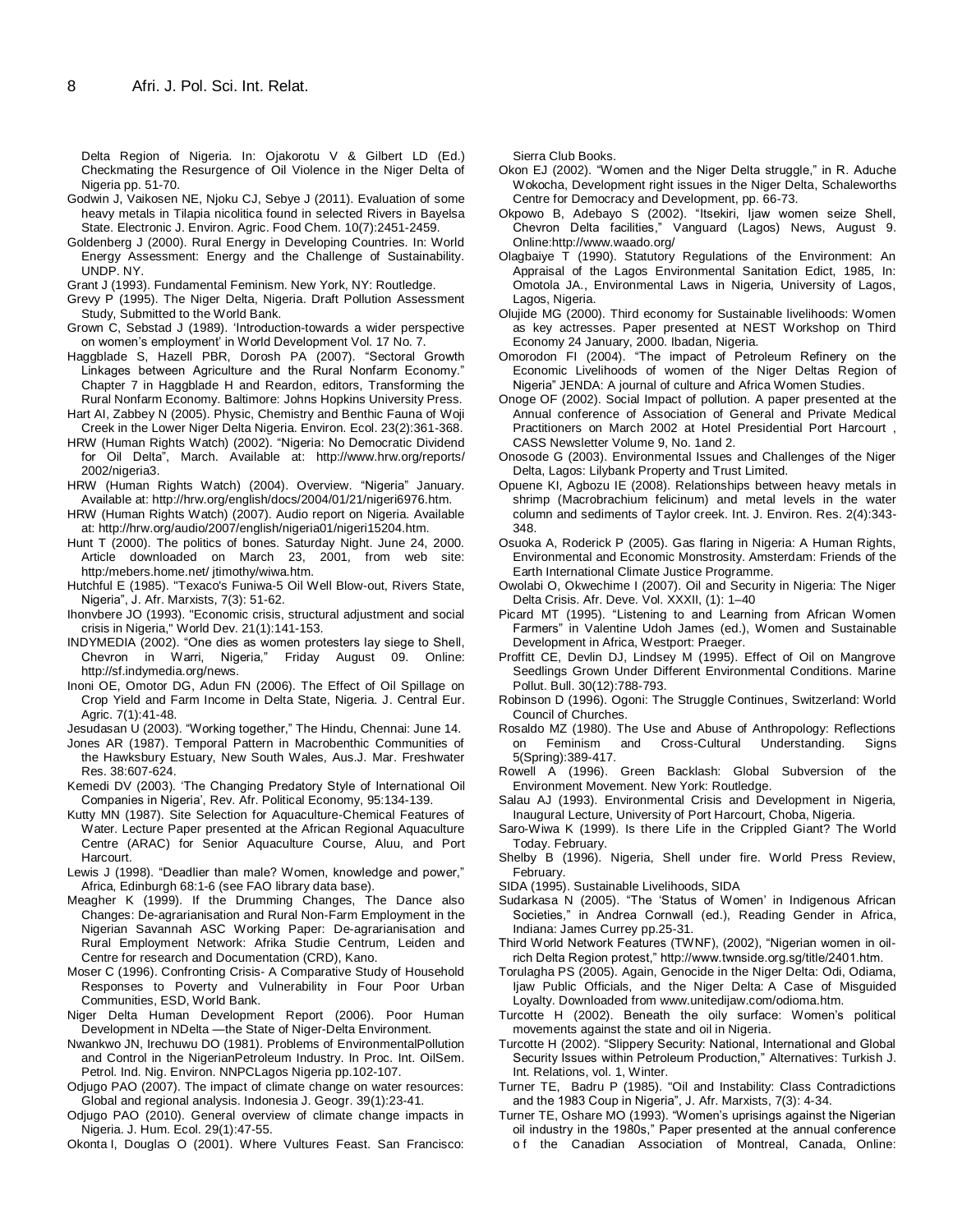Delta Region of Nigeria. In: Ojakorotu V & Gilbert LD (Ed.) Checkmating the Resurgence of Oil Violence in the Niger Delta of Nigeria pp. 51-70.

Godwin J, Vaikosen NE, Njoku CJ, Sebye J (2011). Evaluation of some heavy metals in Tilapia nicolitica found in selected Rivers in Bayelsa State. Electronic J. Environ. Agric. Food Chem. 10(7):2451-2459.

Goldenberg J (2000). Rural Energy in Developing Countries. In: World Energy Assessment: Energy and the Challenge of Sustainability. UNDP. NY.

Grant J (1993). Fundamental Feminism. New York, NY: Routledge.

Grevy P (1995). The Niger Delta, Nigeria. Draft Pollution Assessment Study, Submitted to the World Bank.

Grown C, Sebstad J (1989). 'Introduction-towards a wider perspective on women's employment' in World Development Vol. 17 No. 7.

Haggblade S, Hazell PBR, Dorosh PA (2007). "Sectoral Growth Linkages between Agriculture and the Rural Nonfarm Economy." Chapter 7 in Haggblade H and Reardon, editors, Transforming the Rural Nonfarm Economy. Baltimore: Johns Hopkins University Press.

Hart AI, Zabbey N (2005). Physic, Chemistry and Benthic Fauna of Woji Creek in the Lower Niger Delta Nigeria. Environ. Ecol. 23(2):361-368.

HRW (Human Rights Watch) (2002). "Nigeria: No Democratic Dividend for Oil Delta", March. Available at: http://www.hrw.org/reports/2002/nigeria3.

HRW (Human Rights Watch) (2004). Overview. "Nigeria" January. Available at: http://hrw.org/english/docs/2004/01/21/nigeri6976.htm.

HRW (Human Rights Watch) (2007). Audio report on Nigeria. Available at: http://hrw.org/audio/2007/english/nigeria01/nigeri15204.htm.

Hunt T (2000). The politics of bones. Saturday Night. June 24, 2000. Article downloaded on March 23, 2001, from web site: http:/mebers.home.net/ jtimothy/wiwa.htm.

Hutchful E (1985). "Texaco's Funiwa-5 Oil Well Blow-out, Rivers State, Nigeria", J. Afr. Marxists, 7(3): 51-62.

Ihonvbere JO (1993). "Economic crisis, structural adjustment and social crisis in Nigeria," World Dev. 21(1):141-153.

INDYMEDIA (2002). "One dies as women protesters lay siege to Shell, Chevron in Warri, Nigeria," Friday August 09. Online: http://sf.indymedia.org/news.

Inoni OE, Omotor DG, Adun FN (2006). The Effect of Oil Spillage on Crop Yield and Farm Income in Delta State, Nigeria. J. Central Eur. Agric. 7(1):41-48.

Jesudasan U (2003). "Working together," The Hindu, Chennai: June 14.

Jones AR (1987). Temporal Pattern in Macrobenthic Communities of the Hawksbury Estuary, New South Wales, Aus.J. Mar. Freshwater Res. 38:607-624.

Kemedi DV (2003). 'The Changing Predatory Style of International Oil Companies in Nigeria', Rev. Afr. Political Economy, 95:134-139.

Kutty MN (1987). Site Selection for Aquaculture-Chemical Features of Water. Lecture Paper presented at the African Regional Aquaculture Centre (ARAC) for Senior Aquaculture Course, Aluu, and Port Harcourt.

Lewis J (1998). "Deadlier than male? Women, knowledge and power," Africa, Edinburgh 68:1-6 (see FAO library data base).

Meagher K (1999). If the Drumming Changes, The Dance also Changes: De-agrarianisation and Rural Non-Farm Employment in the Nigerian Savannah ASC Working Paper: De-agrarianisation and Rural Employment Network: Afrika Studie Centrum, Leiden and Centre for research and Documentation (CRD), Kano.

Moser C (1996). Confronting Crisis- A Comparative Study of Household Responses to Poverty and Vulnerability in Four Poor Urban Communities, ESD, World Bank.

Niger Delta Human Development Report (2006). Poor Human Development in NDelta —the State of Niger-Delta Environment.

Nwankwo JN, Irechuwu DO (1981). Problems of EnvironmentalPollution and Control in the NigerianPetroleum Industry. In Proc. Int. OilSem. Petrol. Ind. Nig. Environ. NNPCLagos Nigeria pp.102-107.

Odjugo PAO (2007). The impact of climate change on water resources: Global and regional analysis. Indonesia J. Geogr. 39(1):23-41.

Odjugo PAO (2010). General overview of climate change impacts in Nigeria. J. Hum. Ecol. 29(1):47-55.

Okonta I, Douglas O (2001). Where Vultures Feast. San Francisco: Sierra Club Books.

Okon EJ (2002). "Women and the Niger Delta struggle," in R. Aduche Wokocha, Development right issues in the Niger Delta, Schaleworths Centre for Democracy and Development, pp. 66-73.

Okpowo B, Adebayo S (2002). "Itsekiri, Ijaw women seize Shell, Chevron Delta facilities," Vanguard (Lagos) News, August 9. Online:http://www.waado.org/

Olagbaiye T (1990). Statutory Regulations of the Environment: An Appraisal of the Lagos Environmental Sanitation Edict, 1985, In: Omotola JA., Environmental Laws in Nigeria, University of Lagos, Lagos, Nigeria.

Olujide MG (2000). Third economy for Sustainable livelihoods: Women as key actresses. Paper presented at NEST Workshop on Third Economy 24 January, 2000. Ibadan, Nigeria.

Omorodon FI (2004). "The impact of Petroleum Refinery on the Economic Livelihoods of women of the Niger Deltas Region of Nigeria" JENDA: A journal of culture and Africa Women Studies.

Onoge OF (2002). Social Impact of pollution. A paper presented at the Annual conference of Association of General and Private Medical Practitioners on March 2002 at Hotel Presidential Port Harcourt , CASS Newsletter Volume 9, No. 1and 2.

Onosode G (2003). Environmental Issues and Challenges of the Niger Delta, Lagos: Lilybank Property and Trust Limited.

Opuene KI, Agbozu IE (2008). Relationships between heavy metals in shrimp (Macrobrachium felicinum) and metal levels in the water column and sediments of Taylor creek. Int. J. Environ. Res. 2(4):343-348.

Osuoka A, Roderick P (2005). Gas flaring in Nigeria: A Human Rights, Environmental and Economic Monstrosity. Amsterdam: Friends of the Earth International Climate Justice Programme.

Owolabi O, Okwechime I (2007). Oil and Security in Nigeria: The Niger Delta Crisis. Afr. Deve. Vol. XXXII, (1): 1–40

Picard MT (1995). "Listening to and Learning from African Women Farmers" in Valentine Udoh James (ed.), Women and Sustainable Development in Africa, Westport: Praeger.

Proffitt CE, Devlin DJ, Lindsey M (1995). Effect of Oil on Mangrove Seedlings Grown Under Different Environmental Conditions. Marine Pollut. Bull. 30(12):788-793.

Robinson D (1996). Ogoni: The Struggle Continues, Switzerland: World Council of Churches.

Rosaldo MZ (1980). The Use and Abuse of Anthropology: Reflections on Feminism and Cross-Cultural Understanding. Signs 5(Spring):389-417.

Rowell A (1996). Green Backlash: Global Subversion of the Environment Movement. New York: Routledge.

Salau AJ (1993). Environmental Crisis and Development in Nigeria, Inaugural Lecture, University of Port Harcourt, Choba, Nigeria.

Saro-Wiwa K (1999). Is there Life in the Crippled Giant? The World Today. February.

Shelby B (1996). Nigeria, Shell under fire. World Press Review, February.

SIDA (1995). Sustainable Livelihoods, SIDA

Sudarkasa N (2005). "The 'Status of Women' in Indigenous African Societies," in Andrea Cornwall (ed.), Reading Gender in Africa, Indiana: James Currey pp.25-31.

Third World Network Features (TWNF), (2002), "Nigerian women in oil-rich Delta Region protest," http://www.twnside.org.sg/title/2401.htm.

Torulagha PS (2005). Again, Genocide in the Niger Delta: Odi, Odiama, Ijaw Public Officials, and the Niger Delta: A Case of Misguided Loyalty. Downloaded from www.unitedijaw.com/odioma.htm.

Turcotte H (2002). Beneath the oily surface: Women's political movements against the state and oil in Nigeria.

Turcotte H (2002). "Slippery Security: National, International and Global Security Issues within Petroleum Production," Alternatives: Turkish J. Int. Relations, vol. 1, Winter.

Turner TE, Badru P (1985). "Oil and Instability: Class Contradictions and the 1983 Coup in Nigeria", J. Afr. Marxists, 7(3): 4-34.

Turner TE, Oshare MO (1993). "Women's uprisings against the Nigerian oil industry in the 1980s," Paper presented at the annual conference of the Canadian Association of Montreal, Canada, Online: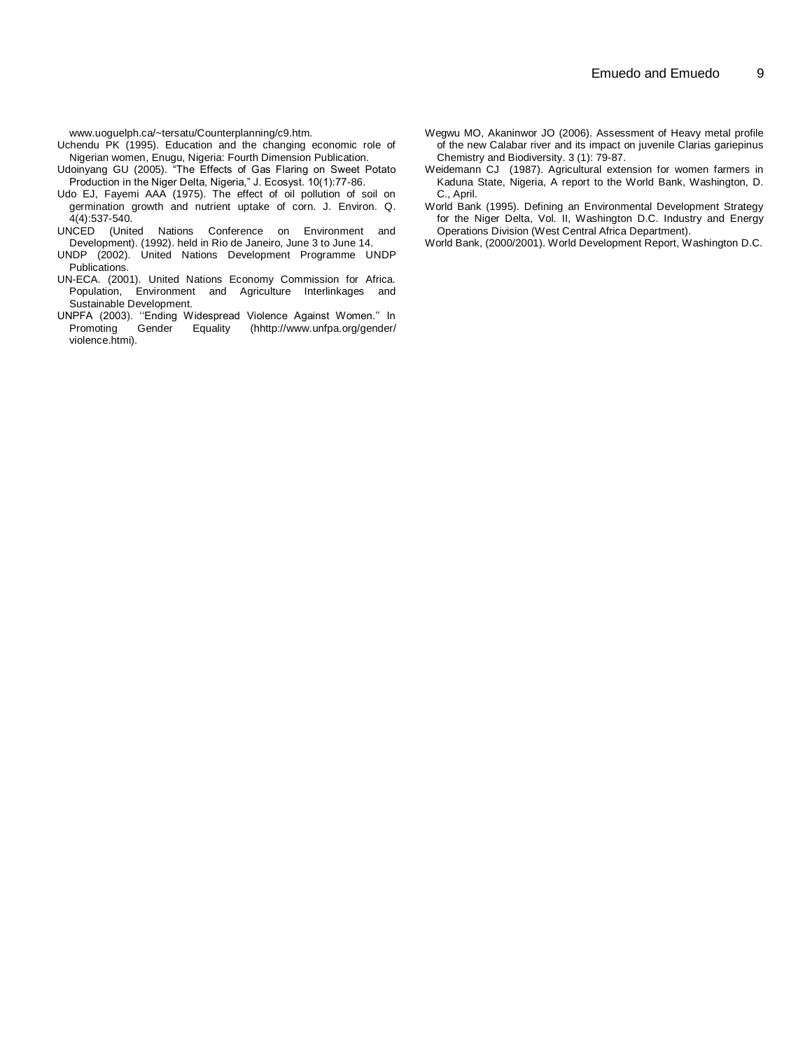www.uoguelph.ca/~tersatu/Counterplanning/c9.htm.

Uchendu PK (1995). Education and the changing economic role of Nigerian women, Enugu, Nigeria: Fourth Dimension Publication.

Udoinyang GU (2005). "The Effects of Gas Flaring on Sweet Potato Production in the Niger Delta, Nigeria," J. Ecosyst. 10(1):77-86.

Udo EJ, Fayemi AAA (1975). The effect of oil pollution of soil on germination growth and nutrient uptake of corn. J. Environ. Q. 4(4):537-540.

UNCED (United Nations Conference on Environment and Development). (1992). held in Rio de Janeiro, June 3 to June 14.

UNDP (2002). United Nations Development Programme UNDP Publications.

UN-ECA. (2001). United Nations Economy Commission for Africa. Population, Environment and Agriculture Interlinkages and Sustainable Development.

UNPFA (2003). ''Ending Widespread Violence Against Women.'' In Promoting Gender Equality (hhttp://www.unfpa.org/gender/violence.htmi).

Wegwu MO, Akaninwor JO (2006). Assessment of Heavy metal profile of the new Calabar river and its impact on juvenile Clarias gariepinus Chemistry and Biodiversity. 3 (1): 79-87.

Weidemann CJ (1987). Agricultural extension for women farmers in Kaduna State, Nigeria, A report to the World Bank, Washington, D. C., April.

World Bank (1995). Defining an Environmental Development Strategy for the Niger Delta, Vol. II, Washington D.C. Industry and Energy Operations Division (West Central Africa Department).

World Bank, (2000/2001). World Development Report, Washington D.C.